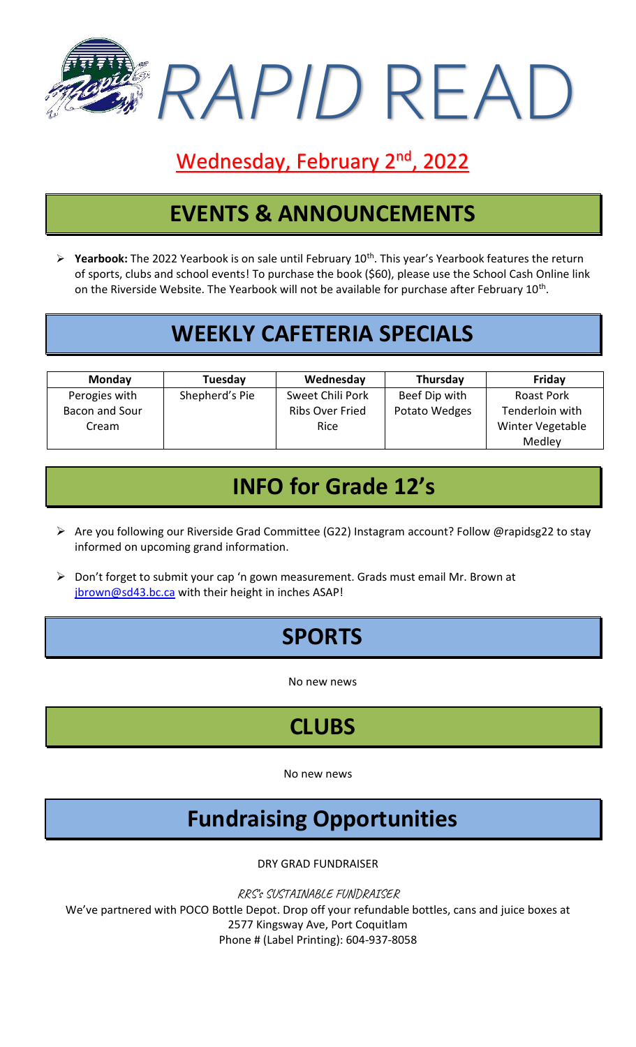# RAPID READ

## Wednesday, February 2nd, 2022

## EVENTS & ANNOUNCEMENTS

- **Yearbook:** The 2022 Yearbook is on sale until February 10th. This year's Yearbook features the return of sports, clubs and school events! To purchase the book ($60), please use the School Cash Online link on the Riverside Website. The Yearbook will not be available for purchase after February 10th.

## WEEKLY CAFETERIA SPECIALS

| Monday | Tuesday | Wednesday | Thursday | Friday |
|---|---|---|---|---|
| Perogies with Bacon and Sour Cream | Shepherd's Pie | Sweet Chili Pork Ribs Over Fried Rice | Beef Dip with Potato Wedges | Roast Pork Tenderloin with Winter Vegetable Medley |

## INFO for Grade 12's

- Are you following our Riverside Grad Committee (G22) Instagram account? Follow @rapidsg22 to stay informed on upcoming grand information.
- Don't forget to submit your cap 'n gown measurement. Grads must email Mr. Brown at jbrown@sd43.bc.ca with their height in inches ASAP!

## SPORTS

No new news

## CLUBS

No new news

## Fundraising Opportunities

DRY GRAD FUNDRAISER

*RRS's SUSTAINABLE FUNDRAISER*

We've partnered with POCO Bottle Depot. Drop off your refundable bottles, cans and juice boxes at 2577 Kingsway Ave, Port Coquitlam

Phone # (Label Printing): 604-937-8058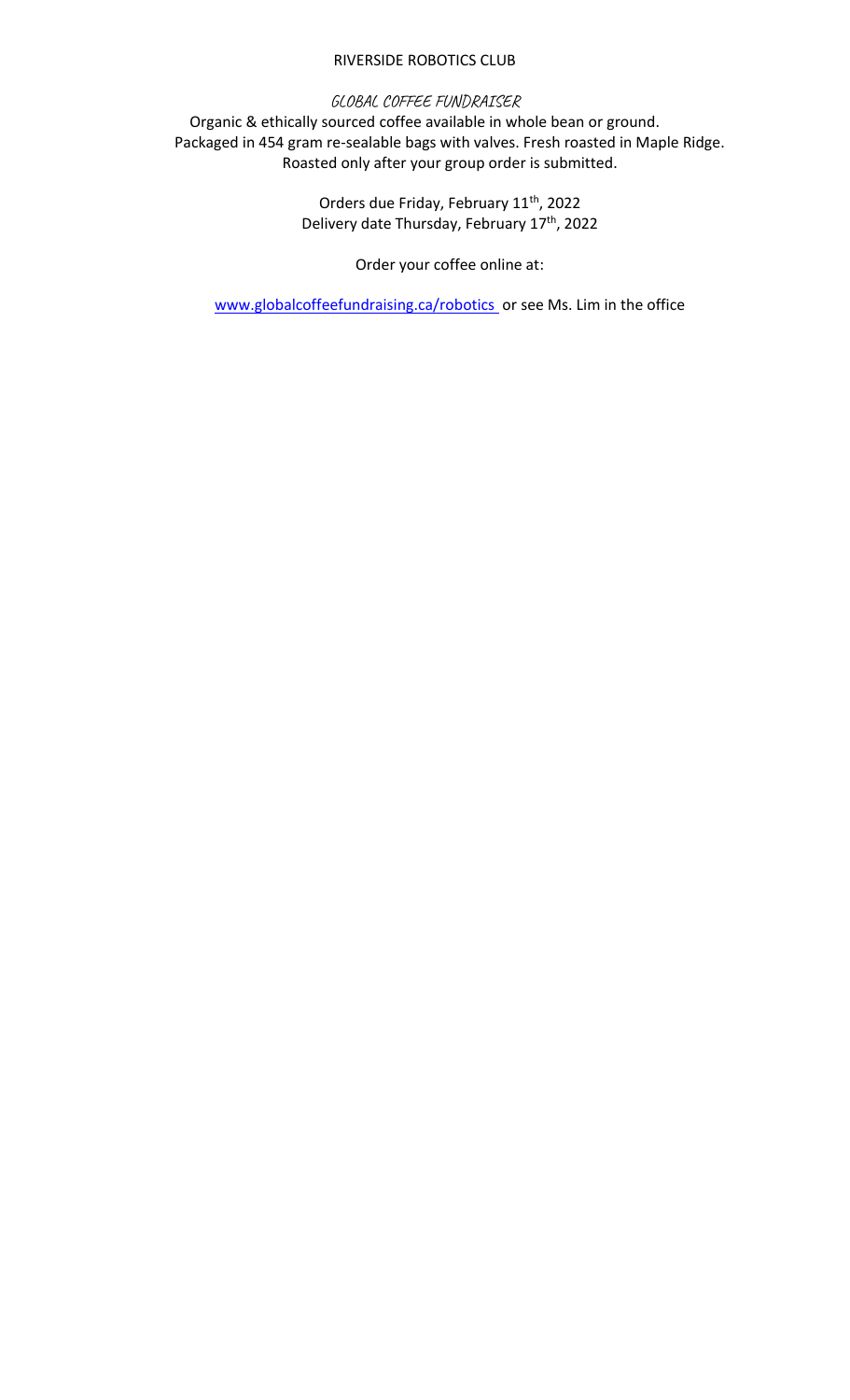RIVERSIDE ROBOTICS CLUB

GLOBAL COFFEE FUNDRAISER

Organic & ethically sourced coffee available in whole bean or ground.
Packaged in 454 gram re-sealable bags with valves. Fresh roasted in Maple Ridge.
Roasted only after your group order is submitted.

Orders due Friday, February 11th, 2022
Delivery date Thursday, February 17th, 2022

Order your coffee online at:

www.globalcoffeefundraising.ca/robotics or see Ms. Lim in the office